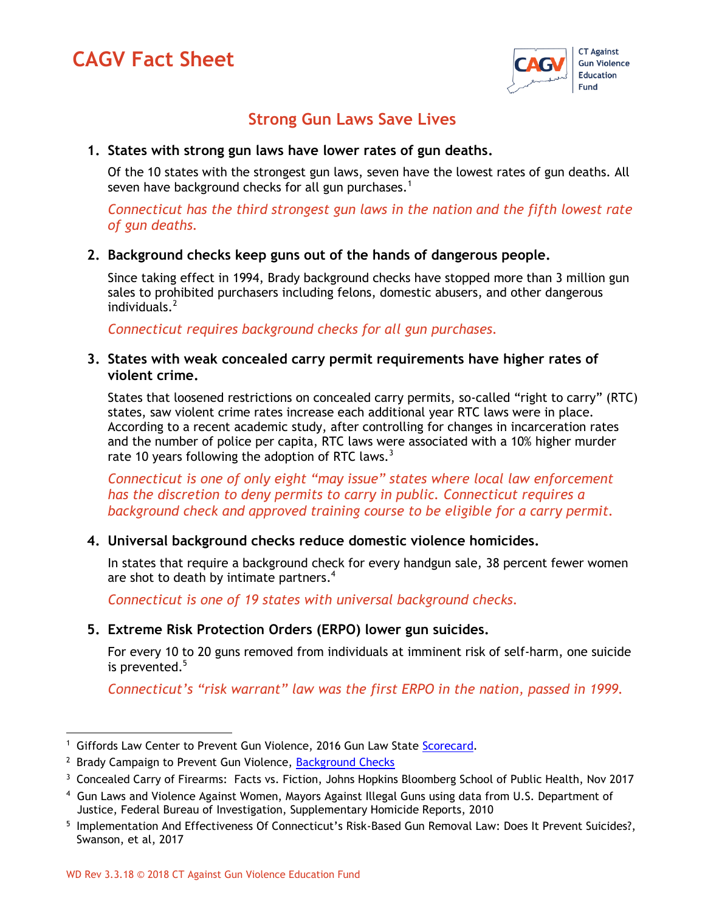# CAGV Fact Sheet

CT Against Gun Violence Education Fund

## Strong Gun Laws Save Lives

1. **States with strong gun laws have lower rates of gun deaths.**

   Of the 10 states with the strongest gun laws, seven have the lowest rates of gun deaths. All seven have background checks for all gun purchases.[1]

   *Connecticut has the third strongest gun laws in the nation and the fifth lowest rate of gun deaths.*

2. **Background checks keep guns out of the hands of dangerous people.**

   Since taking effect in 1994, Brady background checks have stopped more than 3 million gun sales to prohibited purchasers including felons, domestic abusers, and other dangerous individuals.[2]

   *Connecticut requires background checks for all gun purchases.*

3. **States with weak concealed carry permit requirements have higher rates of violent crime.**

   States that loosened restrictions on concealed carry permits, so-called "right to carry" (RTC) states, saw violent crime rates increase each additional year RTC laws were in place. According to a recent academic study, after controlling for changes in incarceration rates and the number of police per capita, RTC laws were associated with a 10% higher murder rate 10 years following the adoption of RTC laws.[3]

   *Connecticut is one of only eight "may issue" states where local law enforcement has the discretion to deny permits to carry in public. Connecticut requires a background check and approved training course to be eligible for a carry permit.*

4. **Universal background checks reduce domestic violence homicides.**

   In states that require a background check for every handgun sale, 38 percent fewer women are shot to death by intimate partners.[4]

   *Connecticut is one of 19 states with universal background checks.*

5. **Extreme Risk Protection Orders (ERPO) lower gun suicides.**

   For every 10 to 20 guns removed from individuals at imminent risk of self-harm, one suicide is prevented.[5]

   *Connecticut's "risk warrant" law was the first ERPO in the nation, passed in 1999.*

---

[1] Giffords Law Center to Prevent Gun Violence, 2016 Gun Law State Scorecard.

[2] Brady Campaign to Prevent Gun Violence, Background Checks

[3] Concealed Carry of Firearms: Facts vs. Fiction, Johns Hopkins Bloomberg School of Public Health, Nov 2017

[4] Gun Laws and Violence Against Women, Mayors Against Illegal Guns using data from U.S. Department of Justice, Federal Bureau of Investigation, Supplementary Homicide Reports, 2010

[5] Implementation And Effectiveness Of Connecticut's Risk-Based Gun Removal Law: Does It Prevent Suicides?, Swanson, et al, 2017

WD Rev 3.3.18 © 2018 CT Against Gun Violence Education Fund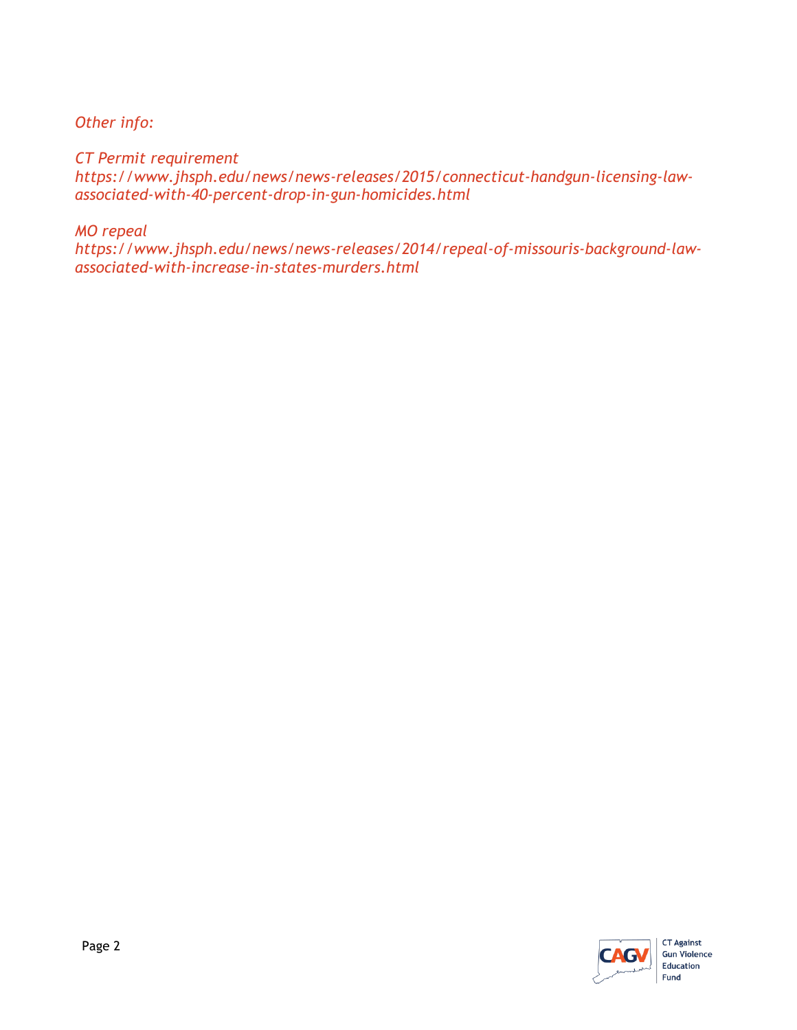*Other info:*

*CT Permit requirement*
*https://www.jhsph.edu/news/news-releases/2015/connecticut-handgun-licensing-law-associated-with-40-percent-drop-in-gun-homicides.html*

*MO repeal*
*https://www.jhsph.edu/news/news-releases/2014/repeal-of-missouris-background-law-associated-with-increase-in-states-murders.html*